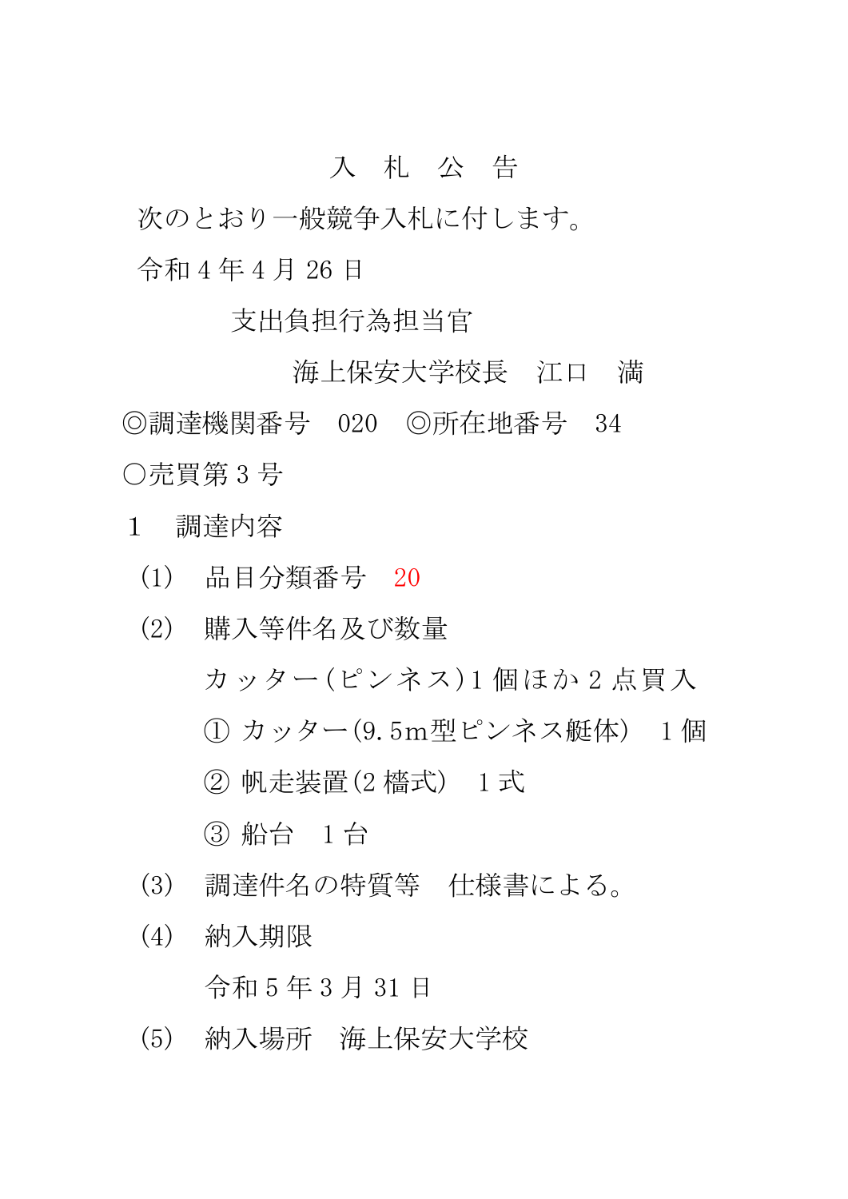# 入　札　公　告

次のとおり一般競争入札に付します。

令和 4 年 4 月 26 日

支出負担行為担当官

海上保安大学校長　江口　満

◎調達機関番号　020　◎所在地番号　34

○売買第 3 号

1　調達内容

（1）　品目分類番号　20

（2）　購入等件名及び数量

カッター（ピンネス）1 個ほか 2 点買入

① カッター(9.5m型ピンネス艇体)　1 個

② 帆走装置(2 檣式)　1 式

③ 船台　1 台

（3）　調達件名の特質等　仕様書による。

（4）　納入期限

令和 5 年 3 月 31 日

（5）　納入場所　海上保安大学校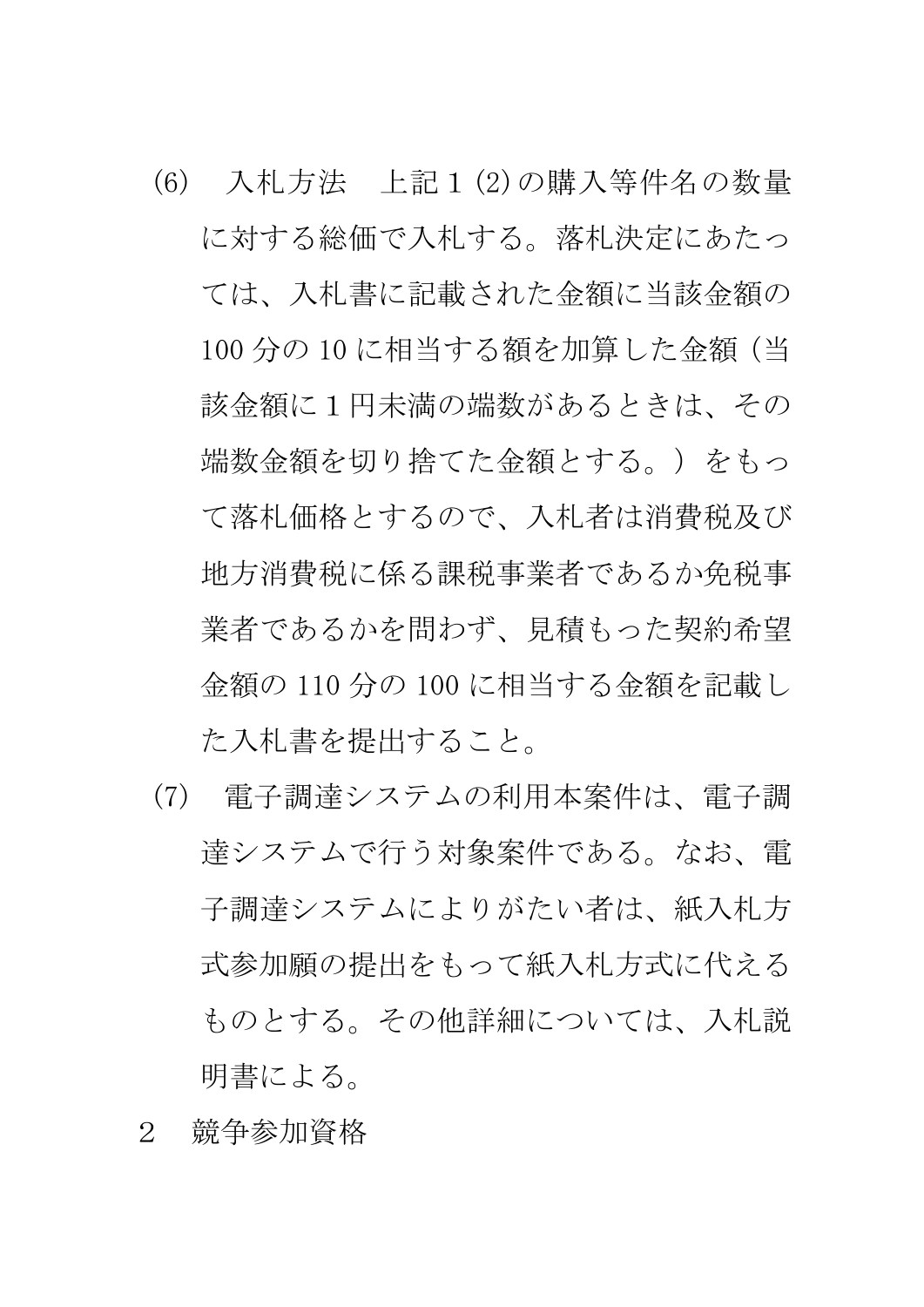(6)　入札方法　上記１(2)の購入等件名の数量に対する総価で入札する。落札決定にあたっては、入札書に記載された金額に当該金額の100分の10に相当する額を加算した金額（当該金額に１円未満の端数があるときは、その端数金額を切り捨てた金額とする。）をもって落札価格とするので、入札者は消費税及び地方消費税に係る課税事業者であるか免税事業者であるかを問わず、見積もった契約希望金額の110分の100に相当する金額を記載した入札書を提出すること。

(7)　電子調達システムの利用本案件は、電子調達システムで行う対象案件である。なお、電子調達システムによりがたい者は、紙入札方式参加願の提出をもって紙入札方式に代えるものとする。その他詳細については、入札説明書による。

２　競争参加資格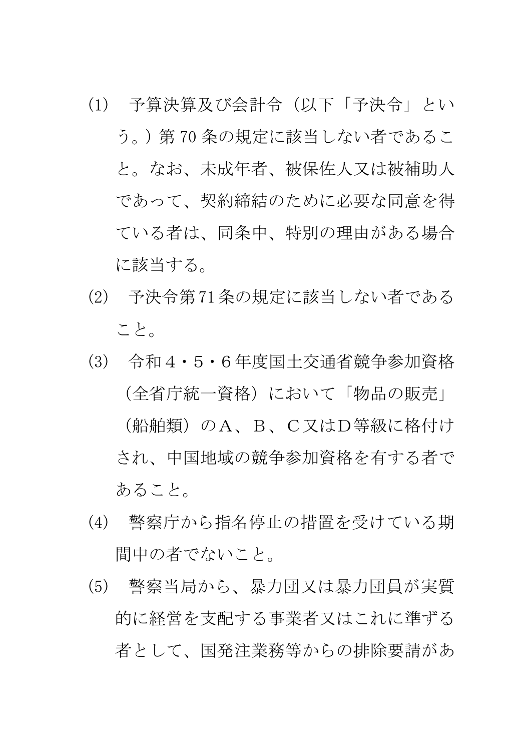(1)　予算決算及び会計令（以下「予決令」という。）第 70 条の規定に該当しない者であること。なお、未成年者、被保佐人又は被補助人であって、契約締結のために必要な同意を得ている者は、同条中、特別の理由がある場合に該当する。

(2)　予決令第 71 条の規定に該当しない者であること。

(3)　令和４・５・６年度国土交通省競争参加資格（全省庁統一資格）において「物品の販売」（船舶類）のＡ、Ｂ、Ｃ又はＤ等級に格付けされ、中国地域の競争参加資格を有する者であること。

(4)　警察庁から指名停止の措置を受けている期間中の者でないこと。

(5)　警察当局から、暴力団又は暴力団員が実質的に経営を支配する事業者又はこれに準ずる者として、国発注業務等からの排除要請があ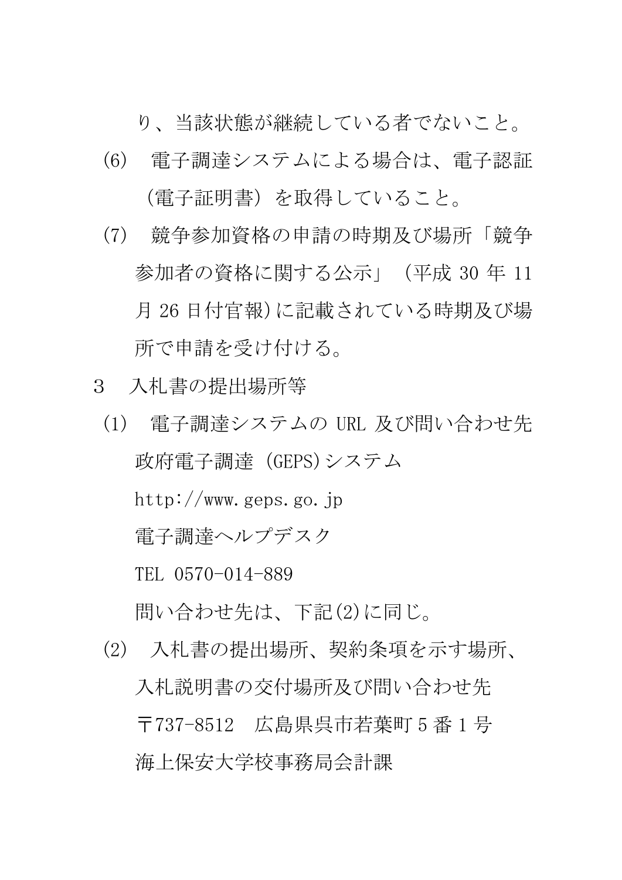り、当該状態が継続している者でないこと。

(6)　電子調達システムによる場合は、電子認証（電子証明書）を取得していること。

(7)　競争参加資格の申請の時期及び場所「競争参加者の資格に関する公示」（平成 30 年 11 月 26 日付官報）に記載されている時期及び場所で申請を受け付ける。

3　入札書の提出場所等

(1)　電子調達システムの URL 及び問い合わせ先

政府電子調達（GEPS)システム

http://www.geps.go.jp

電子調達ヘルプデスク

TEL 0570-014-889

問い合わせ先は、下記(2)に同じ。

(2)　入札書の提出場所、契約条項を示す場所、入札説明書の交付場所及び問い合わせ先

〒737-8512　広島県呉市若葉町 5 番 1 号

海上保安大学校事務局会計課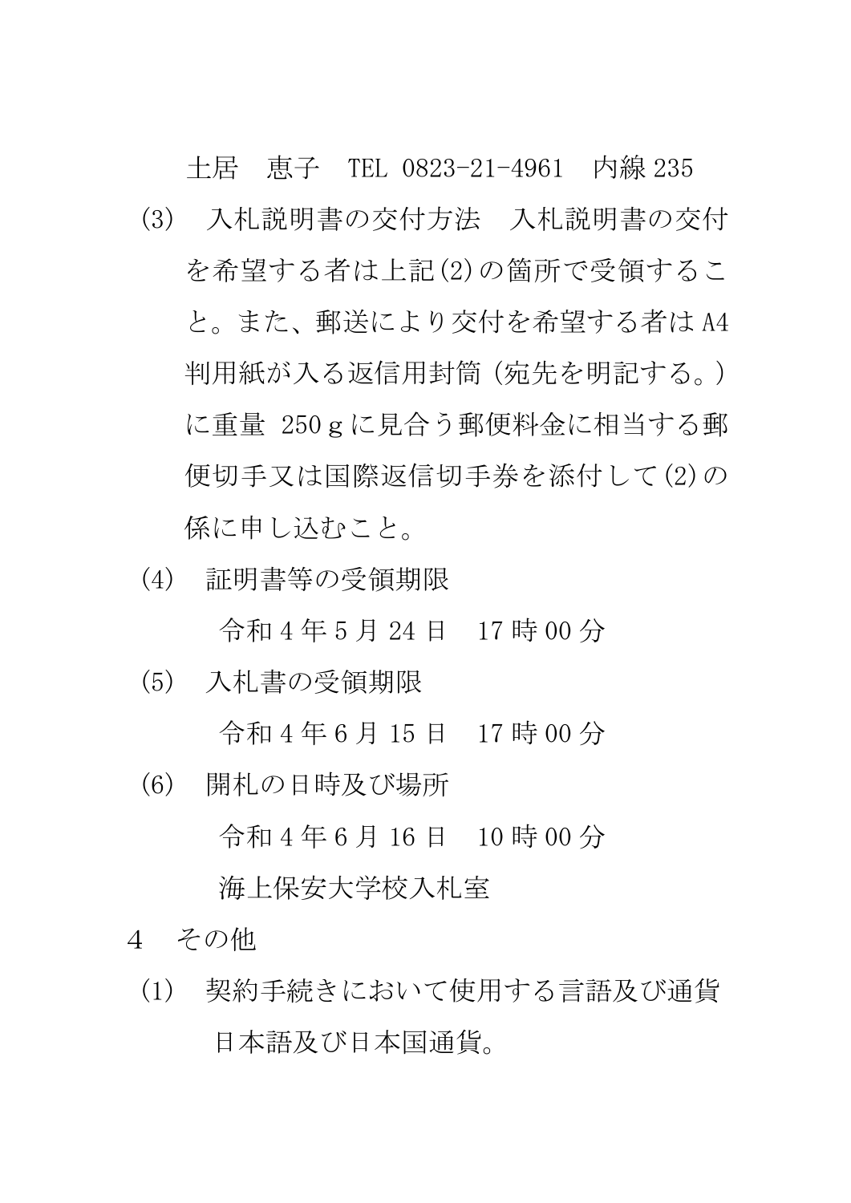土居　恵子　TEL 0823-21-4961　内線 235

(3)　入札説明書の交付方法　入札説明書の交付を希望する者は上記(2)の箇所で受領すること。また、郵送により交付を希望する者は A4 判用紙が入る返信用封筒（宛先を明記する。）に重量 250ｇに見合う郵便料金に相当する郵便切手又は国際返信切手券を添付して(2)の係に申し込むこと。

(4)　証明書等の受領期限

　令和 4 年 5 月 24 日　17 時 00 分

(5)　入札書の受領期限

　令和 4 年 6 月 15 日　17 時 00 分

(6)　開札の日時及び場所

　令和 4 年 6 月 16 日　10 時 00 分

　海上保安大学校入札室

4　その他

(1)　契約手続きにおいて使用する言語及び通貨

　日本語及び日本国通貨。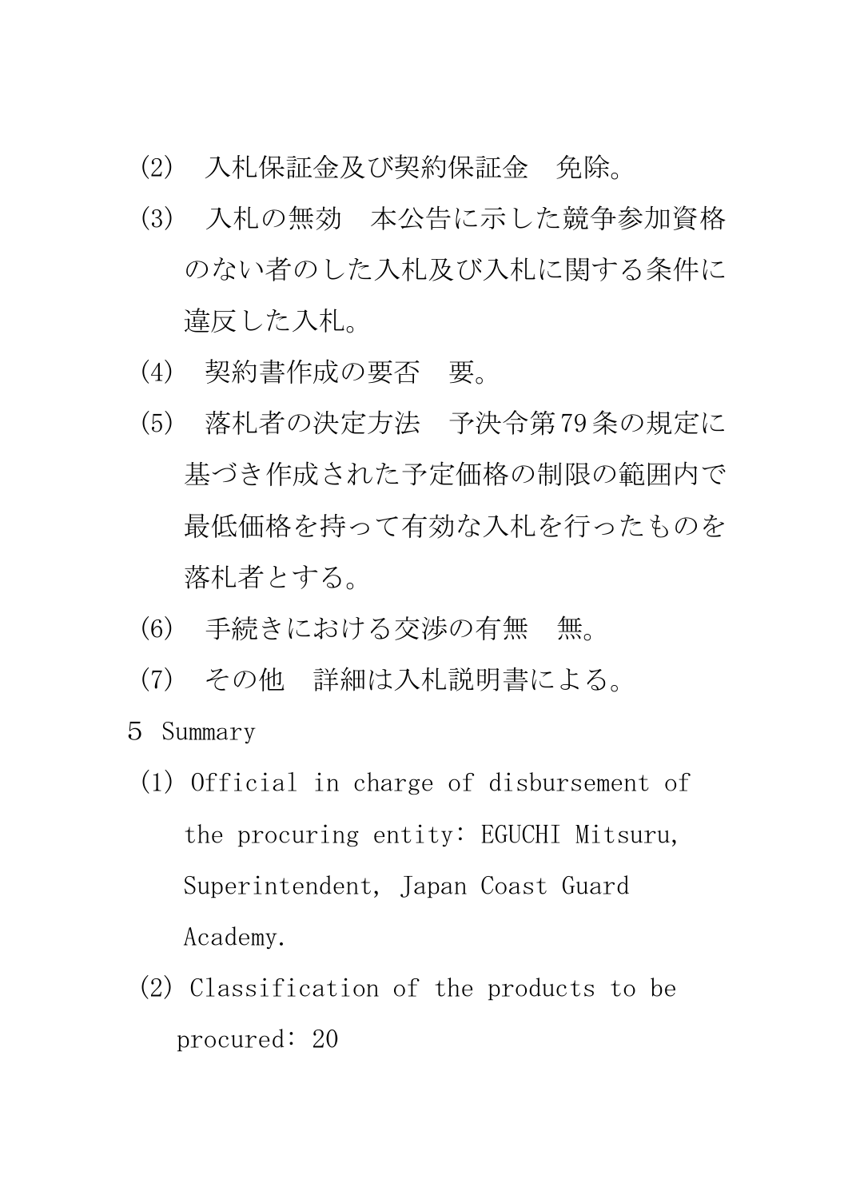(2)　入札保証金及び契約保証金　免除。

(3)　入札の無効　本公告に示した競争参加資格のない者のした入札及び入札に関する条件に違反した入札。

(4)　契約書作成の要否　要。

(5)　落札者の決定方法　予決令第79条の規定に基づき作成された予定価格の制限の範囲内で最低価格を持って有効な入札を行ったものを落札者とする。

(6)　手続きにおける交渉の有無　無。

(7)　その他　詳細は入札説明書による。

5　Summary

(1) Official in charge of disbursement of the procuring entity: EGUCHI Mitsuru, Superintendent, Japan Coast Guard Academy.

(2) Classification of the products to be procured: 20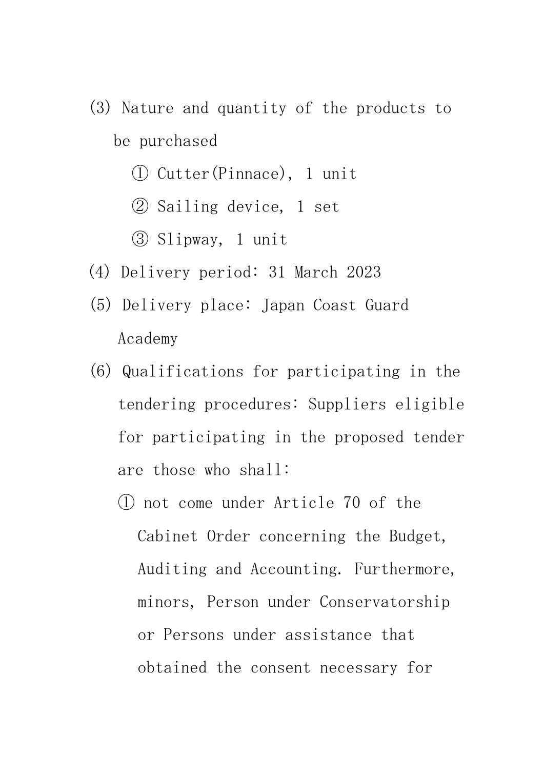(3) Nature and quantity of the products to be purchased

  ① Cutter(Pinnace), 1 unit

  ② Sailing device, 1 set

  ③ Slipway, 1 unit

(4) Delivery period: 31 March 2023

(5) Delivery place: Japan Coast Guard Academy

(6) Qualifications for participating in the tendering procedures: Suppliers eligible for participating in the proposed tender are those who shall:

  ① not come under Article 70 of the Cabinet Order concerning the Budget, Auditing and Accounting. Furthermore, minors, Person under Conservatorship or Persons under assistance that obtained the consent necessary for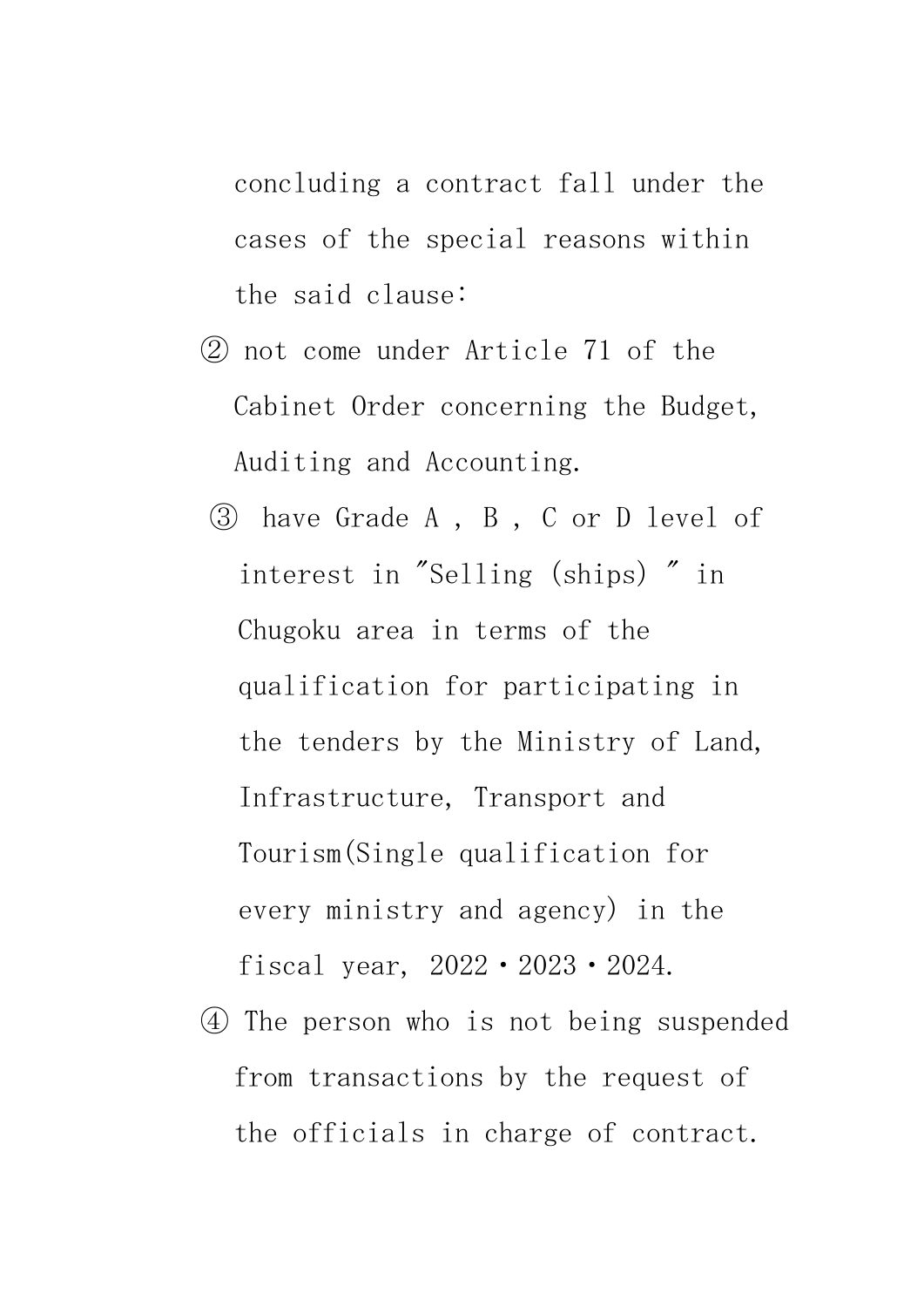concluding a contract fall under the cases of the special reasons within the said clause:

② not come under Article 71 of the Cabinet Order concerning the Budget, Auditing and Accounting.

③ have Grade A , B , C or D level of interest in ″Selling (ships) ″ in Chugoku area in terms of the qualification for participating in the tenders by the Ministry of Land, Infrastructure, Transport and Tourism(Single qualification for every ministry and agency) in the fiscal year, 2022・2023・2024.

④ The person who is not being suspended from transactions by the request of the officials in charge of contract.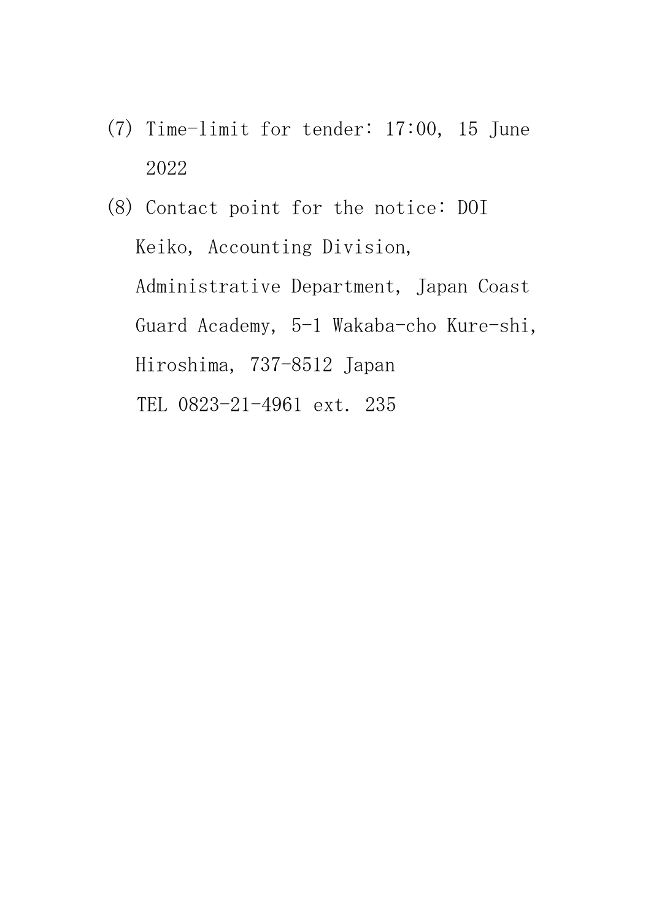(7) Time-limit for tender: 17:00, 15 June 2022

(8) Contact point for the notice: DOI Keiko, Accounting Division, Administrative Department, Japan Coast Guard Academy, 5-1 Wakaba-cho Kure-shi, Hiroshima, 737-8512 Japan
TEL 0823-21-4961 ext. 235